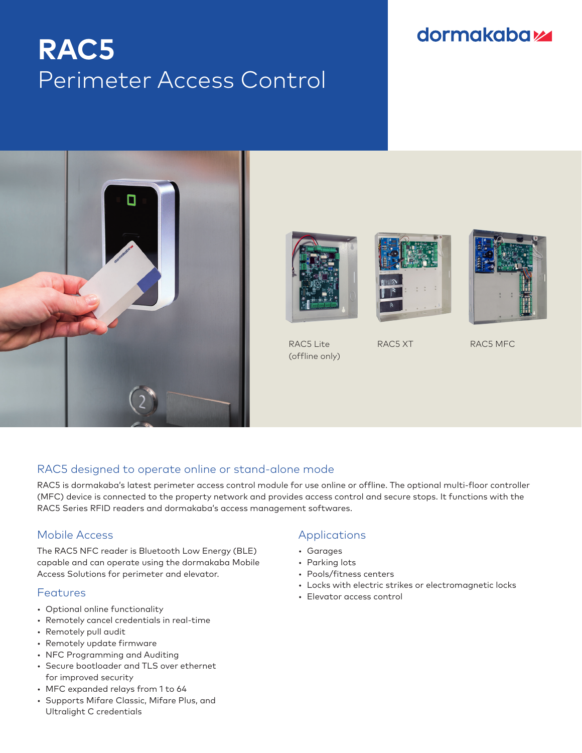# RAC5

## Perimeter Access Control

dormakaba

RAC5 Lite (offline only)

RAC5 XT

RAC5 MFC

## RAC5 designed to operate online or stand-alone mode

RAC5 is dormakaba's latest perimeter access control module for use online or offline. The optional multi-floor controller (MFC) device is connected to the property network and provides access control and secure stops. It functions with the RAC5 Series RFID readers and dormakaba's access management softwares.

## Mobile Access

The RAC5 NFC reader is Bluetooth Low Energy (BLE) capable and can operate using the dormakaba Mobile Access Solutions for perimeter and elevator.

## Features

- Optional online functionality
- Remotely cancel credentials in real-time
- Remotely pull audit
- Remotely update firmware
- NFC Programming and Auditing
- Secure bootloader and TLS over ethernet for improved security
- MFC expanded relays from 1 to 64
- Supports Mifare Classic, Mifare Plus, and Ultralight C credentials

## Applications

- Garages
- Parking lots
- Pools/fitness centers
- Locks with electric strikes or electromagnetic locks
- Elevator access control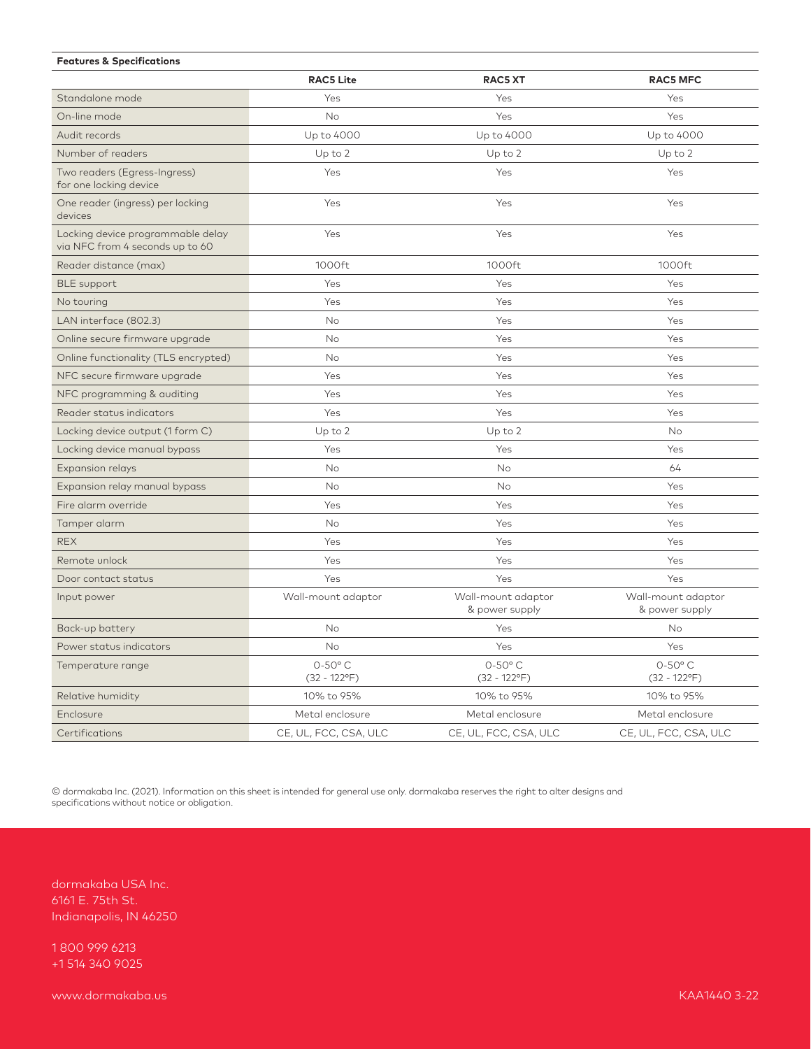**Features & Specifications**

| | RAC5 Lite | RAC5 XT | RAC5 MFC |
|---|---|---|---|
| Standalone mode | Yes | Yes | Yes |
| On-line mode | No | Yes | Yes |
| Audit records | Up to 4000 | Up to 4000 | Up to 4000 |
| Number of readers | Up to 2 | Up to 2 | Up to 2 |
| Two readers (Egress-Ingress) for one locking device | Yes | Yes | Yes |
| One reader (ingress) per locking devices | Yes | Yes | Yes |
| Locking device programmable delay via NFC from 4 seconds up to 60 | Yes | Yes | Yes |
| Reader distance (max) | 1000ft | 1000ft | 1000ft |
| BLE support | Yes | Yes | Yes |
| No touring | Yes | Yes | Yes |
| LAN interface (802.3) | No | Yes | Yes |
| Online secure firmware upgrade | No | Yes | Yes |
| Online functionality (TLS encrypted) | No | Yes | Yes |
| NFC secure firmware upgrade | Yes | Yes | Yes |
| NFC programming & auditing | Yes | Yes | Yes |
| Reader status indicators | Yes | Yes | Yes |
| Locking device output (1 form C) | Up to 2 | Up to 2 | No |
| Locking device manual bypass | Yes | Yes | Yes |
| Expansion relays | No | No | 64 |
| Expansion relay manual bypass | No | No | Yes |
| Fire alarm override | Yes | Yes | Yes |
| Tamper alarm | No | Yes | Yes |
| REX | Yes | Yes | Yes |
| Remote unlock | Yes | Yes | Yes |
| Door contact status | Yes | Yes | Yes |
| Input power | Wall-mount adaptor | Wall-mount adaptor & power supply | Wall-mount adaptor & power supply |
| Back-up battery | No | Yes | No |
| Power status indicators | No | Yes | Yes |
| Temperature range | 0-50° C (32 - 122°F) | 0-50° C (32 - 122°F) | 0-50° C (32 - 122°F) |
| Relative humidity | 10% to 95% | 10% to 95% | 10% to 95% |
| Enclosure | Metal enclosure | Metal enclosure | Metal enclosure |
| Certifications | CE, UL, FCC, CSA, ULC | CE, UL, FCC, CSA, ULC | CE, UL, FCC, CSA, ULC |

© dormakaba Inc. (2021). Information on this sheet is intended for general use only. dormakaba reserves the right to alter designs and specifications without notice or obligation.

dormakaba USA Inc.
6161 E. 75th St.
Indianapolis, IN 46250

1 800 999 6213
+1 514 340 9025

www.dormakaba.us

KAA1440 3-22